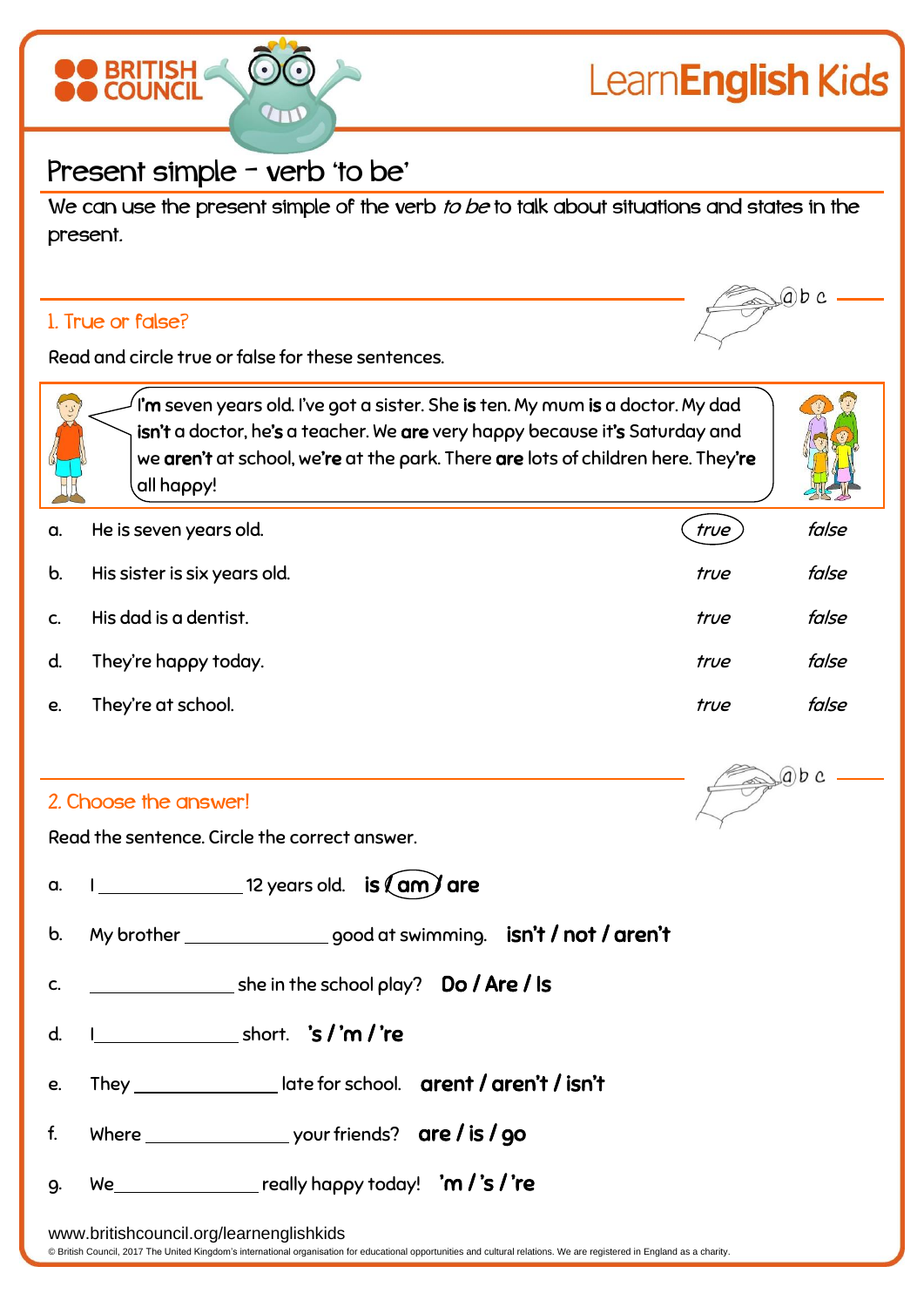# Present simple – verb 'to be'

We can use the present simple of the verb *to be* to talk about situations and states in the present.

## 1. True or false?

Read and circle true or false for these sentences.

> **I'm** seven years old. I've got a sister. She **is** ten. My mum **is** a doctor. My dad **isn't** a doctor, he**'s** a teacher. We **are** very happy because it**'s** Saturday and we **aren't** at school, we**'re** at the park. There **are** lots of children here. They**'re** all happy!

| | | | |
|---|---|---|---|
| a. | He is seven years old. | (*true*) | *false* |
| b. | His sister is six years old. | *true* | *false* |
| c. | His dad is a dentist. | *true* | *false* |
| d. | They're happy today. | *true* | *false* |
| e. | They're at school. | *true* | *false* |

## 2. Choose the answer!

Read the sentence. Circle the correct answer.

a. I ______________ 12 years old. **is / (am) / are**

b. My brother ______________ good at swimming. **isn't / not / aren't**

c. ______________ she in the school play? **Do / Are / Is**

d. I______________ short. **'s / 'm / 're**

e. They ______________ late for school. **arent / aren't / isn't**

f. Where ______________ your friends? **are / is / go**

g. We______________ really happy today! **'m / 's / 're**

www.britishcouncil.org/learnenglishkids

© British Council, 2017 The United Kingdom's international organisation for educational opportunities and cultural relations. We are registered in England as a charity.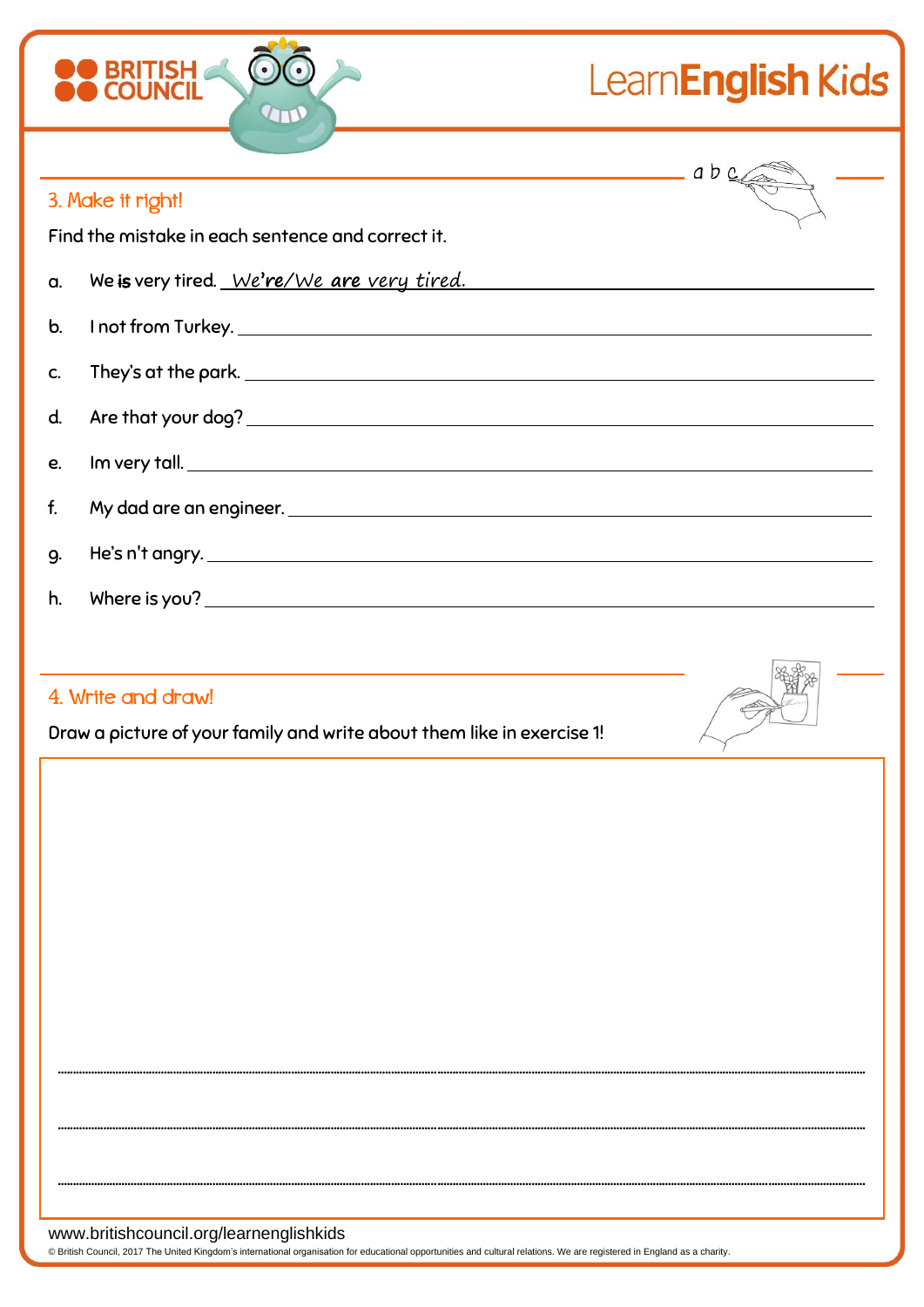## 3. Make it right!

Find the mistake in each sentence and correct it.

a. We **is** very tired. *We're/We* ***are*** *very tired.*

b. I not from Turkey. ______________________________

c. They's at the park. ______________________________

d. Are that your dog? ______________________________

e. Im very tall. ______________________________

f. My dad are an engineer. ______________________________

g. He's n't angry. ______________________________

h. Where is you? ______________________________

## 4. Write and draw!

Draw a picture of your family and write about them like in exercise 1!

..............................................................................................................................................

..............................................................................................................................................

..............................................................................................................................................

www.britishcouncil.org/learnenglishkids

© British Council, 2017 The United Kingdom's international organisation for educational opportunities and cultural relations. We are registered in England as a charity.